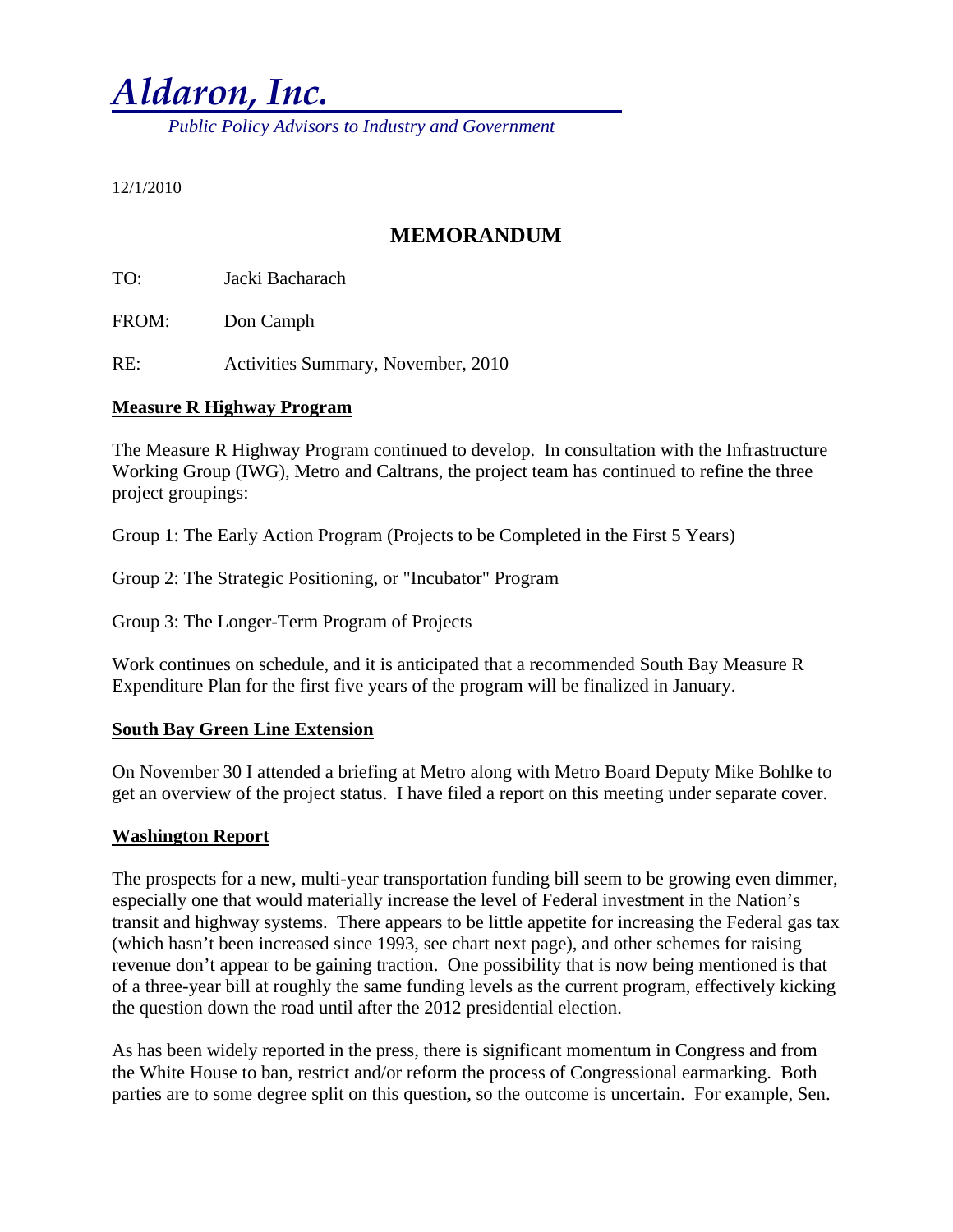# *Aldaron, Inc.*

*Public Policy Advisors to Industry and Government*

12/1/2010

## MEMORANDUM

TO: Jacki Bacharach

FROM: Don Camph

RE: Activities Summary, November, 2010

**Measure R Highway Program**

The Measure R Highway Program continued to develop. In consultation with the Infrastructure Working Group (IWG), Metro and Caltrans, the project team has continued to refine the three project groupings:

Group 1: The Early Action Program (Projects to be Completed in the First 5 Years)

Group 2: The Strategic Positioning, or "Incubator" Program

Group 3: The Longer-Term Program of Projects

Work continues on schedule, and it is anticipated that a recommended South Bay Measure R Expenditure Plan for the first five years of the program will be finalized in January.

**South Bay Green Line Extension**

On November 30 I attended a briefing at Metro along with Metro Board Deputy Mike Bohlke to get an overview of the project status. I have filed a report on this meeting under separate cover.

**Washington Report**

The prospects for a new, multi-year transportation funding bill seem to be growing even dimmer, especially one that would materially increase the level of Federal investment in the Nation's transit and highway systems. There appears to be little appetite for increasing the Federal gas tax (which hasn't been increased since 1993, see chart next page), and other schemes for raising revenue don't appear to be gaining traction. One possibility that is now being mentioned is that of a three-year bill at roughly the same funding levels as the current program, effectively kicking the question down the road until after the 2012 presidential election.

As has been widely reported in the press, there is significant momentum in Congress and from the White House to ban, restrict and/or reform the process of Congressional earmarking. Both parties are to some degree split on this question, so the outcome is uncertain. For example, Sen.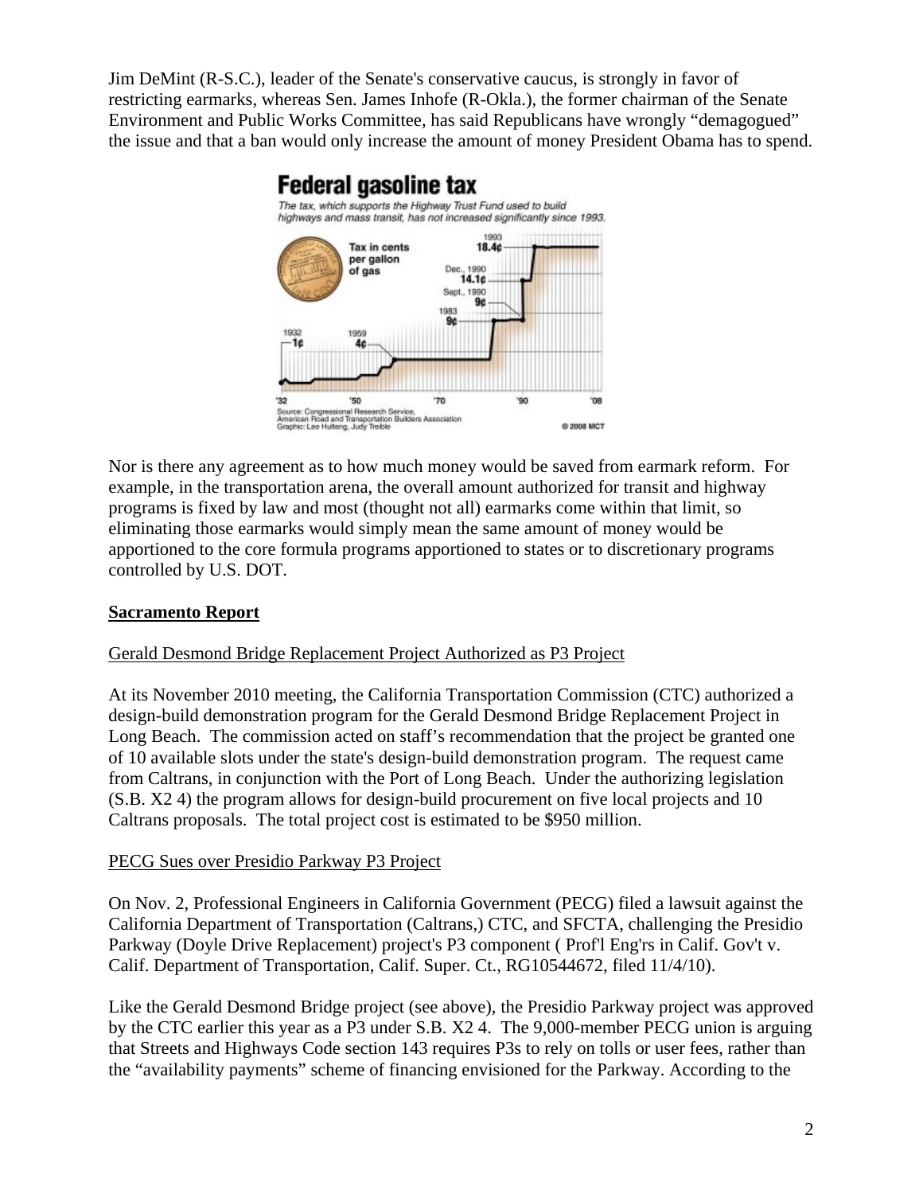Jim DeMint (R-S.C.), leader of the Senate's conservative caucus, is strongly in favor of restricting earmarks, whereas Sen. James Inhofe (R-Okla.), the former chairman of the Senate Environment and Public Works Committee, has said Republicans have wrongly "demagogued" the issue and that a ban would only increase the amount of money President Obama has to spend.

**Federal gasoline tax**

*The tax, which supports the Highway Trust Fund used to build highways and mass transit, has not increased significantly since 1993.*

Source: Congressional Research Service, American Road and Transportation Builders Association
Graphic: Lee Hulteng, Judy Treible
© 2008 MCT

Nor is there any agreement as to how much money would be saved from earmark reform. For example, in the transportation arena, the overall amount authorized for transit and highway programs is fixed by law and most (thought not all) earmarks come within that limit, so eliminating those earmarks would simply mean the same amount of money would be apportioned to the core formula programs apportioned to states or to discretionary programs controlled by U.S. DOT.

## Sacramento Report

### Gerald Desmond Bridge Replacement Project Authorized as P3 Project

At its November 2010 meeting, the California Transportation Commission (CTC) authorized a design-build demonstration program for the Gerald Desmond Bridge Replacement Project in Long Beach. The commission acted on staff's recommendation that the project be granted one of 10 available slots under the state's design-build demonstration program. The request came from Caltrans, in conjunction with the Port of Long Beach. Under the authorizing legislation (S.B. X2 4) the program allows for design-build procurement on five local projects and 10 Caltrans proposals. The total project cost is estimated to be $950 million.

### PECG Sues over Presidio Parkway P3 Project

On Nov. 2, Professional Engineers in California Government (PECG) filed a lawsuit against the California Department of Transportation (Caltrans,) CTC, and SFCTA, challenging the Presidio Parkway (Doyle Drive Replacement) project's P3 component ( Prof'l Eng'rs in Calif. Gov't v. Calif. Department of Transportation, Calif. Super. Ct., RG10544672, filed 11/4/10).

Like the Gerald Desmond Bridge project (see above), the Presidio Parkway project was approved by the CTC earlier this year as a P3 under S.B. X2 4. The 9,000-member PECG union is arguing that Streets and Highways Code section 143 requires P3s to rely on tolls or user fees, rather than the "availability payments" scheme of financing envisioned for the Parkway. According to the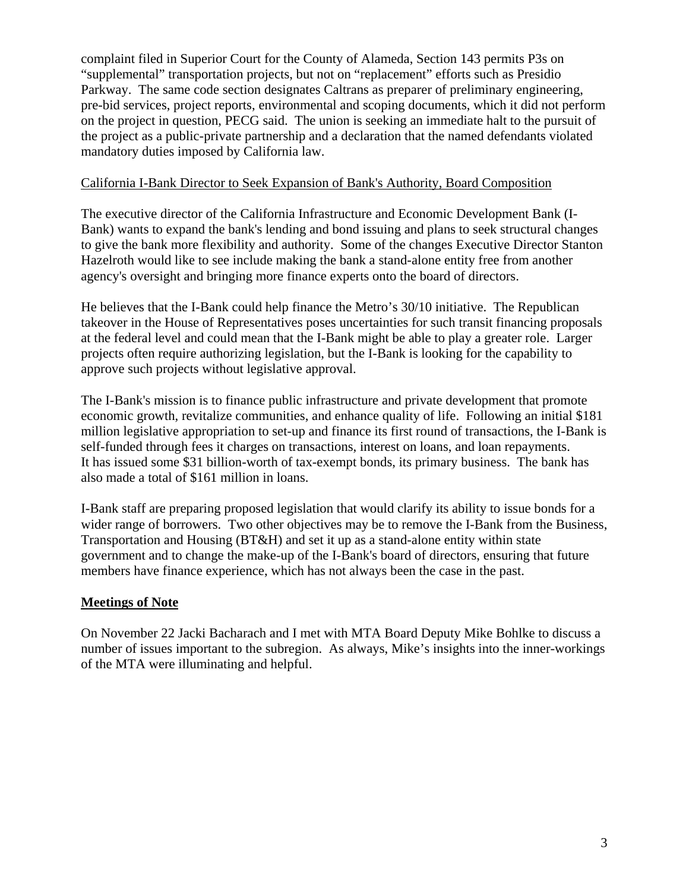complaint filed in Superior Court for the County of Alameda, Section 143 permits P3s on "supplemental" transportation projects, but not on "replacement" efforts such as Presidio Parkway. The same code section designates Caltrans as preparer of preliminary engineering, pre-bid services, project reports, environmental and scoping documents, which it did not perform on the project in question, PECG said. The union is seeking an immediate halt to the pursuit of the project as a public-private partnership and a declaration that the named defendants violated mandatory duties imposed by California law.

<u>California I-Bank Director to Seek Expansion of Bank's Authority, Board Composition</u>

The executive director of the California Infrastructure and Economic Development Bank (I-Bank) wants to expand the bank's lending and bond issuing and plans to seek structural changes to give the bank more flexibility and authority. Some of the changes Executive Director Stanton Hazelroth would like to see include making the bank a stand-alone entity free from another agency's oversight and bringing more finance experts onto the board of directors.

He believes that the I-Bank could help finance the Metro's 30/10 initiative. The Republican takeover in the House of Representatives poses uncertainties for such transit financing proposals at the federal level and could mean that the I-Bank might be able to play a greater role. Larger projects often require authorizing legislation, but the I-Bank is looking for the capability to approve such projects without legislative approval.

The I-Bank's mission is to finance public infrastructure and private development that promote economic growth, revitalize communities, and enhance quality of life. Following an initial $181 million legislative appropriation to set-up and finance its first round of transactions, the I-Bank is self-funded through fees it charges on transactions, interest on loans, and loan repayments. It has issued some $31 billion-worth of tax-exempt bonds, its primary business. The bank has also made a total of $161 million in loans.

I-Bank staff are preparing proposed legislation that would clarify its ability to issue bonds for a wider range of borrowers. Two other objectives may be to remove the I-Bank from the Business, Transportation and Housing (BT&H) and set it up as a stand-alone entity within state government and to change the make-up of the I-Bank's board of directors, ensuring that future members have finance experience, which has not always been the case in the past.

## **<u>Meetings of Note</u>**

On November 22 Jacki Bacharach and I met with MTA Board Deputy Mike Bohlke to discuss a number of issues important to the subregion. As always, Mike's insights into the inner-workings of the MTA were illuminating and helpful.